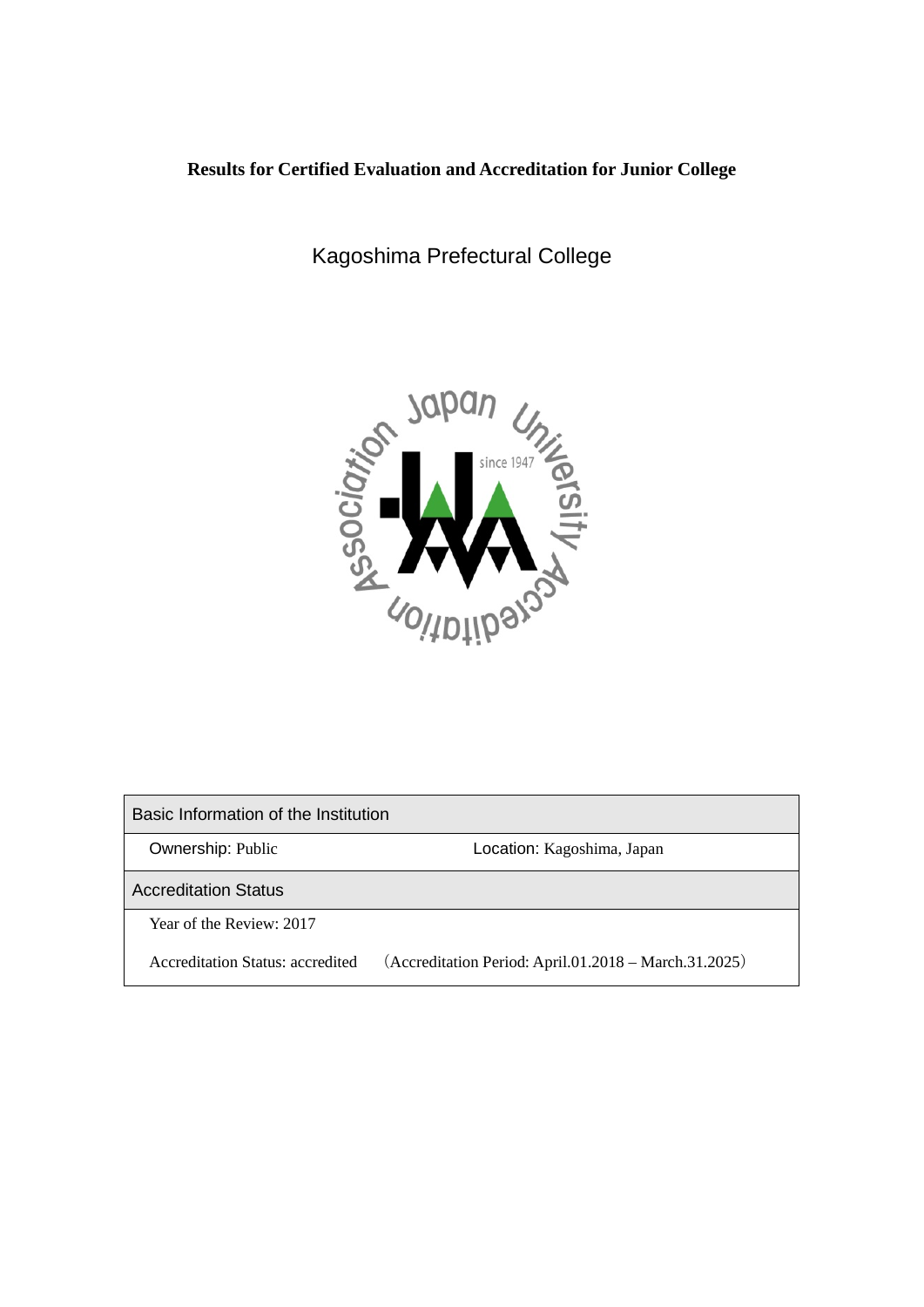**Results for Certified Evaluation and Accreditation for Junior College**

# Kagoshima Prefectural College

| Basic Information of the Institution | |
|---|---|
| Ownership: Public | Location: Kagoshima, Japan |
| **Accreditation Status** | |
| Year of the Review: 2017 | |
| Accreditation Status: accredited | （Accreditation Period: April.01.2018 – March.31.2025） |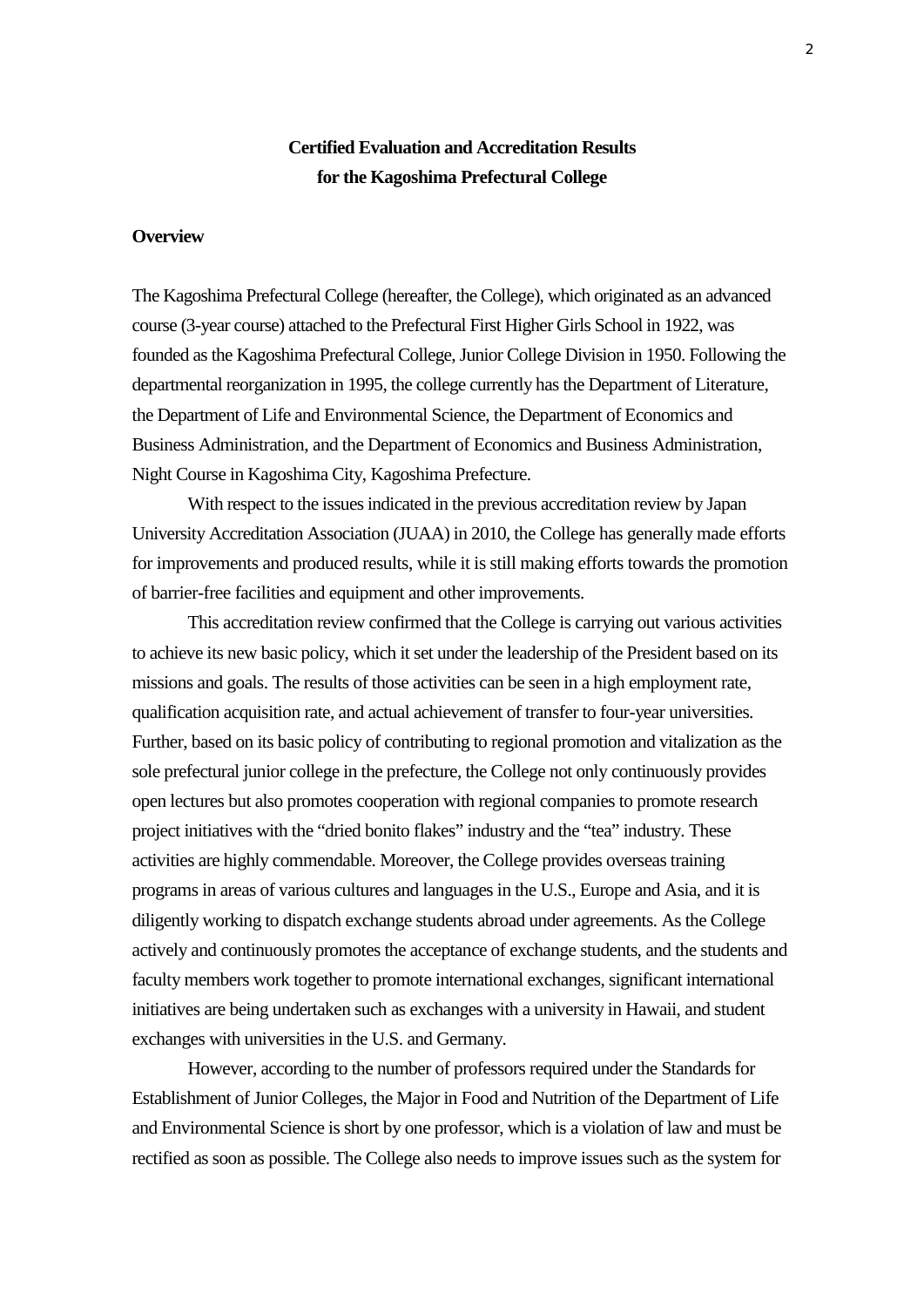**Certified Evaluation and Accreditation Results**
**for the Kagoshima Prefectural College**

**Overview**

The Kagoshima Prefectural College (hereafter, the College), which originated as an advanced course (3-year course) attached to the Prefectural First Higher Girls School in 1922, was founded as the Kagoshima Prefectural College, Junior College Division in 1950. Following the departmental reorganization in 1995, the college currently has the Department of Literature, the Department of Life and Environmental Science, the Department of Economics and Business Administration, and the Department of Economics and Business Administration, Night Course in Kagoshima City, Kagoshima Prefecture.

With respect to the issues indicated in the previous accreditation review by Japan University Accreditation Association (JUAA) in 2010, the College has generally made efforts for improvements and produced results, while it is still making efforts towards the promotion of barrier-free facilities and equipment and other improvements.

This accreditation review confirmed that the College is carrying out various activities to achieve its new basic policy, which it set under the leadership of the President based on its missions and goals. The results of those activities can be seen in a high employment rate, qualification acquisition rate, and actual achievement of transfer to four-year universities. Further, based on its basic policy of contributing to regional promotion and vitalization as the sole prefectural junior college in the prefecture, the College not only continuously provides open lectures but also promotes cooperation with regional companies to promote research project initiatives with the "dried bonito flakes" industry and the "tea" industry. These activities are highly commendable. Moreover, the College provides overseas training programs in areas of various cultures and languages in the U.S., Europe and Asia, and it is diligently working to dispatch exchange students abroad under agreements. As the College actively and continuously promotes the acceptance of exchange students, and the students and faculty members work together to promote international exchanges, significant international initiatives are being undertaken such as exchanges with a university in Hawaii, and student exchanges with universities in the U.S. and Germany.

However, according to the number of professors required under the Standards for Establishment of Junior Colleges, the Major in Food and Nutrition of the Department of Life and Environmental Science is short by one professor, which is a violation of law and must be rectified as soon as possible. The College also needs to improve issues such as the system for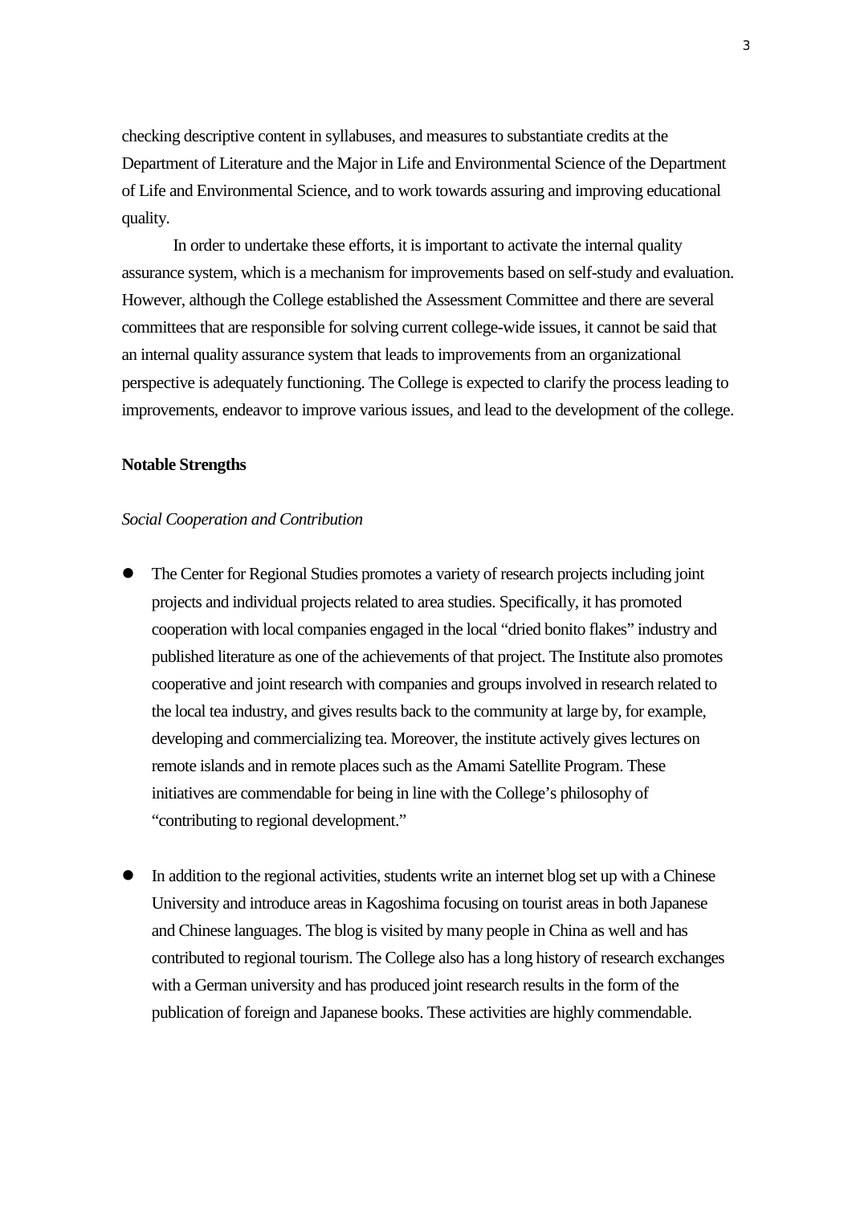checking descriptive content in syllabuses, and measures to substantiate credits at the Department of Literature and the Major in Life and Environmental Science of the Department of Life and Environmental Science, and to work towards assuring and improving educational quality.

In order to undertake these efforts, it is important to activate the internal quality assurance system, which is a mechanism for improvements based on self-study and evaluation. However, although the College established the Assessment Committee and there are several committees that are responsible for solving current college-wide issues, it cannot be said that an internal quality assurance system that leads to improvements from an organizational perspective is adequately functioning. The College is expected to clarify the process leading to improvements, endeavor to improve various issues, and lead to the development of the college.

**Notable Strengths**

*Social Cooperation and Contribution*

- The Center for Regional Studies promotes a variety of research projects including joint projects and individual projects related to area studies. Specifically, it has promoted cooperation with local companies engaged in the local "dried bonito flakes" industry and published literature as one of the achievements of that project. The Institute also promotes cooperative and joint research with companies and groups involved in research related to the local tea industry, and gives results back to the community at large by, for example, developing and commercializing tea. Moreover, the institute actively gives lectures on remote islands and in remote places such as the Amami Satellite Program. These initiatives are commendable for being in line with the College's philosophy of "contributing to regional development."

- In addition to the regional activities, students write an internet blog set up with a Chinese University and introduce areas in Kagoshima focusing on tourist areas in both Japanese and Chinese languages. The blog is visited by many people in China as well and has contributed to regional tourism. The College also has a long history of research exchanges with a German university and has produced joint research results in the form of the publication of foreign and Japanese books. These activities are highly commendable.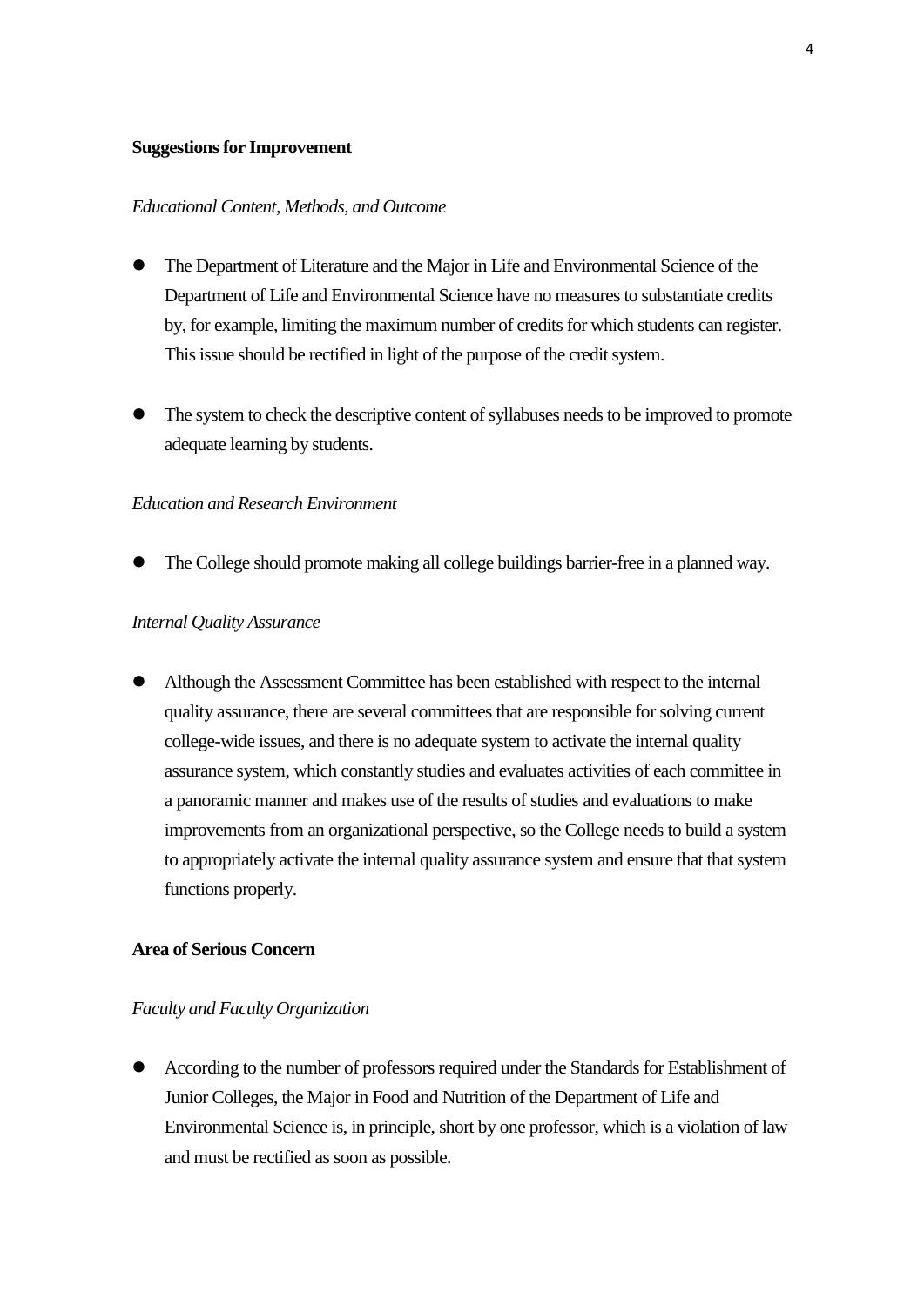**Suggestions for Improvement**

*Educational Content, Methods, and Outcome*

- The Department of Literature and the Major in Life and Environmental Science of the Department of Life and Environmental Science have no measures to substantiate credits by, for example, limiting the maximum number of credits for which students can register. This issue should be rectified in light of the purpose of the credit system.

- The system to check the descriptive content of syllabuses needs to be improved to promote adequate learning by students.

*Education and Research Environment*

- The College should promote making all college buildings barrier-free in a planned way.

*Internal Quality Assurance*

- Although the Assessment Committee has been established with respect to the internal quality assurance, there are several committees that are responsible for solving current college-wide issues, and there is no adequate system to activate the internal quality assurance system, which constantly studies and evaluates activities of each committee in a panoramic manner and makes use of the results of studies and evaluations to make improvements from an organizational perspective, so the College needs to build a system to appropriately activate the internal quality assurance system and ensure that that system functions properly.

**Area of Serious Concern**

*Faculty and Faculty Organization*

- According to the number of professors required under the Standards for Establishment of Junior Colleges, the Major in Food and Nutrition of the Department of Life and Environmental Science is, in principle, short by one professor, which is a violation of law and must be rectified as soon as possible.